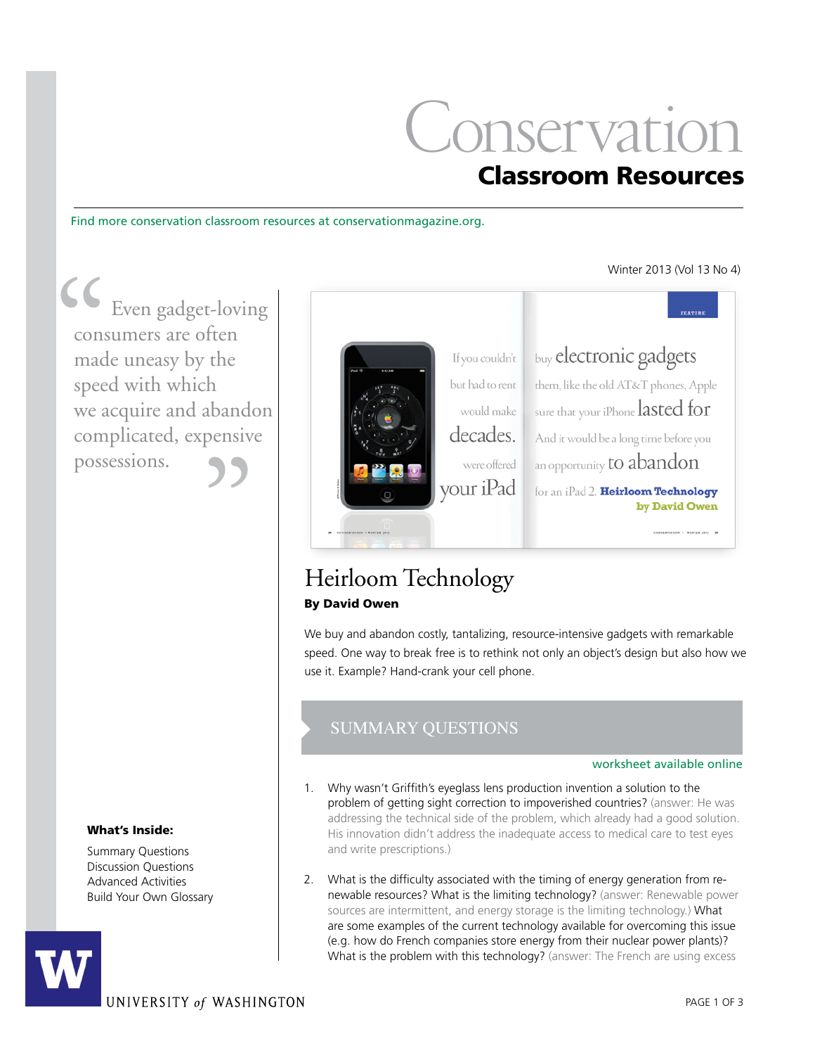# Conservation
## Classroom Resources

Find more conservation classroom resources at conservationmagazine.org.

Winter 2013 (Vol 13 No 4)

> "Even gadget-loving consumers are often made uneasy by the speed with which we acquire and abandon complicated, expensive possessions."

# Heirloom Technology

**By David Owen**

We buy and abandon costly, tantalizing, resource-intensive gadgets with remarkable speed. One way to break free is to rethink not only an object's design but also how we use it. Example? Hand-crank your cell phone.

## SUMMARY QUESTIONS

worksheet available online

1. Why wasn't Griffith's eyeglass lens production invention a solution to the problem of getting sight correction to impoverished countries? (answer: He was addressing the technical side of the problem, which already had a good solution. His innovation didn't address the inadequate access to medical care to test eyes and write prescriptions.)

2. What is the difficulty associated with the timing of energy generation from renewable resources? What is the limiting technology? (answer: Renewable power sources are intermittent, and energy storage is the limiting technology.) What are some examples of the current technology available for overcoming this issue (e.g. how do French companies store energy from their nuclear power plants)? What is the problem with this technology? (answer: The French are using excess

**What's Inside:**

Summary Questions
Discussion Questions
Advanced Activities
Build Your Own Glossary

UNIVERSITY of WASHINGTON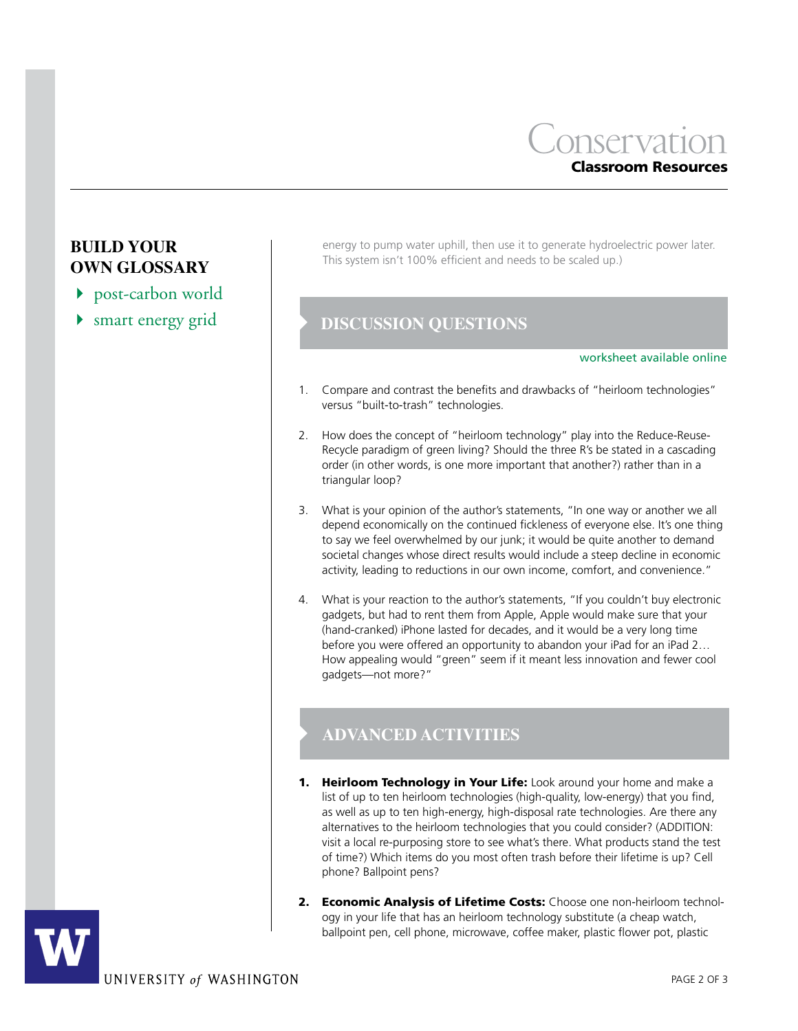## BUILD YOUR OWN GLOSSARY

- post-carbon world
- smart energy grid

energy to pump water uphill, then use it to generate hydroelectric power later. This system isn't 100% efficient and needs to be scaled up.)

## DISCUSSION QUESTIONS

worksheet available online

1. Compare and contrast the benefits and drawbacks of "heirloom technologies" versus "built-to-trash" technologies.

2. How does the concept of "heirloom technology" play into the Reduce-Reuse-Recycle paradigm of green living? Should the three R's be stated in a cascading order (in other words, is one more important that another?) rather than in a triangular loop?

3. What is your opinion of the author's statements, "In one way or another we all depend economically on the continued fickleness of everyone else. It's one thing to say we feel overwhelmed by our junk; it would be quite another to demand societal changes whose direct results would include a steep decline in economic activity, leading to reductions in our own income, comfort, and convenience."

4. What is your reaction to the author's statements, "If you couldn't buy electronic gadgets, but had to rent them from Apple, Apple would make sure that your (hand-cranked) iPhone lasted for decades, and it would be a very long time before you were offered an opportunity to abandon your iPad for an iPad 2… How appealing would "green" seem if it meant less innovation and fewer cool gadgets—not more?"

## ADVANCED ACTIVITIES

1. **Heirloom Technology in Your Life:** Look around your home and make a list of up to ten heirloom technologies (high-quality, low-energy) that you find, as well as up to ten high-energy, high-disposal rate technologies. Are there any alternatives to the heirloom technologies that you could consider? (ADDITION: visit a local re-purposing store to see what's there. What products stand the test of time?) Which items do you most often trash before their lifetime is up? Cell phone? Ballpoint pens?

2. **Economic Analysis of Lifetime Costs:** Choose one non-heirloom technology in your life that has an heirloom technology substitute (a cheap watch, ballpoint pen, cell phone, microwave, coffee maker, plastic flower pot, plastic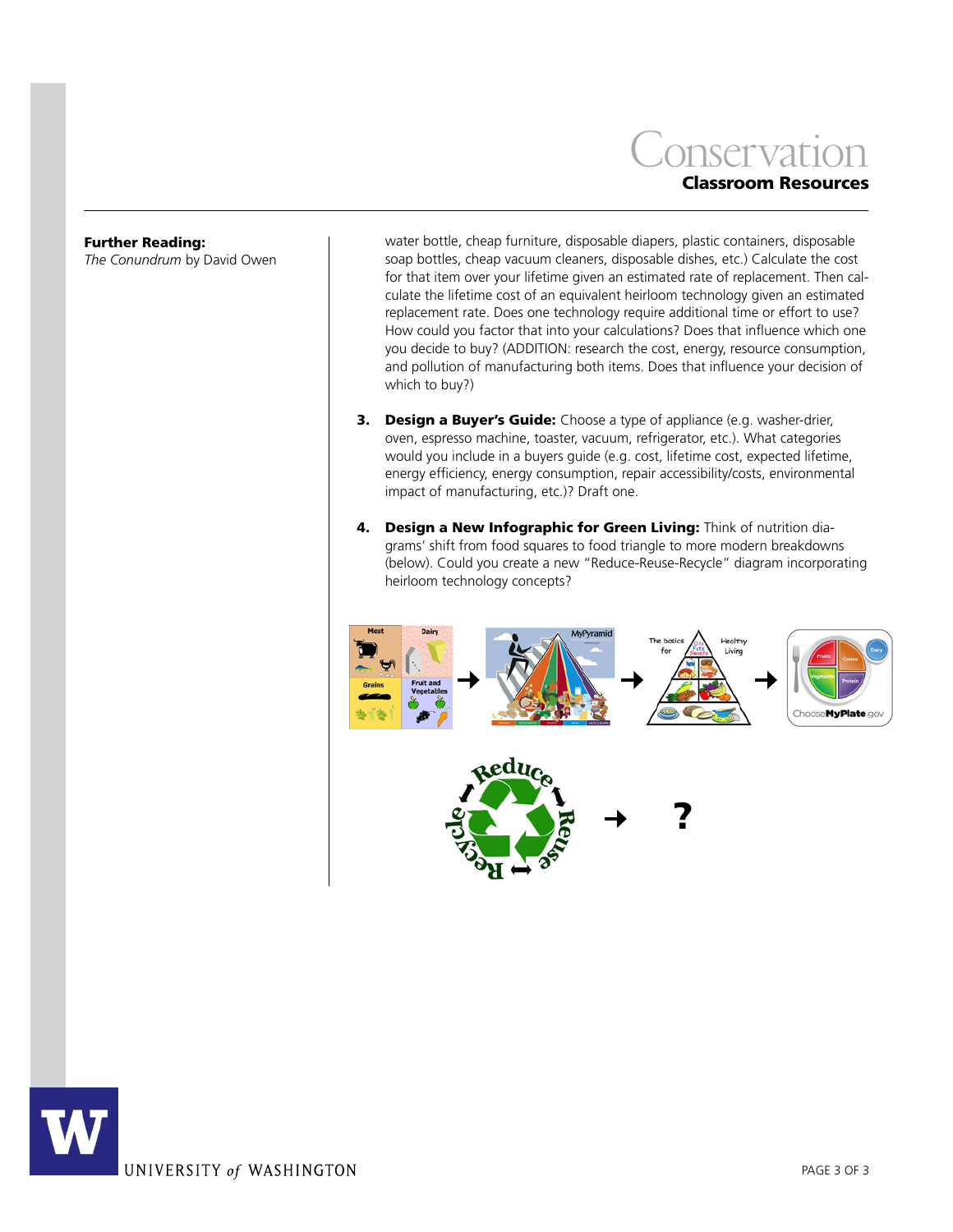**Further Reading:**
*The Conundrum* by David Owen

water bottle, cheap furniture, disposable diapers, plastic containers, disposable soap bottles, cheap vacuum cleaners, disposable dishes, etc.) Calculate the cost for that item over your lifetime given an estimated rate of replacement. Then calculate the lifetime cost of an equivalent heirloom technology given an estimated replacement rate. Does one technology require additional time or effort to use? How could you factor that into your calculations? Does that influence which one you decide to buy? (ADDITION: research the cost, energy, resource consumption, and pollution of manufacturing both items. Does that influence your decision of which to buy?)

3. **Design a Buyer's Guide:** Choose a type of appliance (e.g. washer-drier, oven, espresso machine, toaster, vacuum, refrigerator, etc.). What categories would you include in a buyers guide (e.g. cost, lifetime cost, expected lifetime, energy efficiency, energy consumption, repair accessibility/costs, environmental impact of manufacturing, etc.)? Draft one.

4. **Design a New Infographic for Green Living:** Think of nutrition diagrams' shift from food squares to food triangle to more modern breakdowns (below). Could you create a new "Reduce-Reuse-Recycle" diagram incorporating heirloom technology concepts?

Meat
Dairy
Grains
Fruit and Vegetables

MyPyramid

The basics for Healthy Living

Fruits
Grains
Dairy
Vegetables
Protein
ChooseMyPlate.gov

Reduce
Reuse
Recycle

?